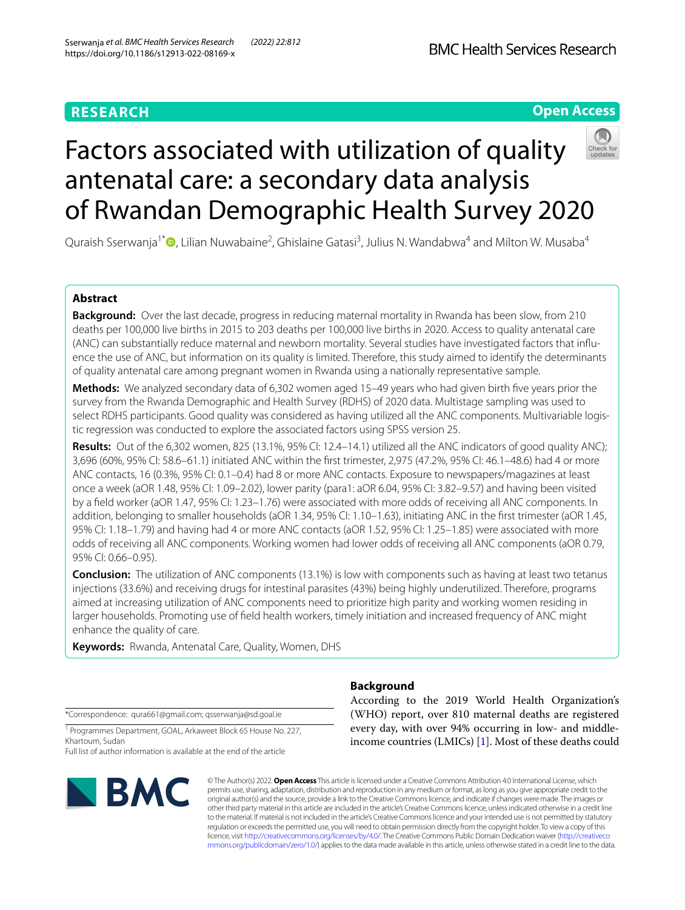RESEARCH

Open Access

# Factors associated with utilization of quality antenatal care: a secondary data analysis of Rwandan Demographic Health Survey 2020

Quraish Sserwanja[1*], Lilian Nuwabaine[2], Ghislaine Gatasi[3], Julius N. Wandabwa[4] and Milton W. Musaba[4]

## Abstract

**Background:** Over the last decade, progress in reducing maternal mortality in Rwanda has been slow, from 210 deaths per 100,000 live births in 2015 to 203 deaths per 100,000 live births in 2020. Access to quality antenatal care (ANC) can substantially reduce maternal and newborn mortality. Several studies have investigated factors that influence the use of ANC, but information on its quality is limited. Therefore, this study aimed to identify the determinants of quality antenatal care among pregnant women in Rwanda using a nationally representative sample.

**Methods:** We analyzed secondary data of 6,302 women aged 15–49 years who had given birth five years prior the survey from the Rwanda Demographic and Health Survey (RDHS) of 2020 data. Multistage sampling was used to select RDHS participants. Good quality was considered as having utilized all the ANC components. Multivariable logistic regression was conducted to explore the associated factors using SPSS version 25.

**Results:** Out of the 6,302 women, 825 (13.1%, 95% CI: 12.4–14.1) utilized all the ANC indicators of good quality ANC); 3,696 (60%, 95% CI: 58.6–61.1) initiated ANC within the first trimester, 2,975 (47.2%, 95% CI: 46.1–48.6) had 4 or more ANC contacts, 16 (0.3%, 95% CI: 0.1–0.4) had 8 or more ANC contacts. Exposure to newspapers/magazines at least once a week (aOR 1.48, 95% CI: 1.09–2.02), lower parity (para1: aOR 6.04, 95% CI: 3.82–9.57) and having been visited by a field worker (aOR 1.47, 95% CI: 1.23–1.76) were associated with more odds of receiving all ANC components. In addition, belonging to smaller households (aOR 1.34, 95% CI: 1.10–1.63), initiating ANC in the first trimester (aOR 1.45, 95% CI: 1.18–1.79) and having had 4 or more ANC contacts (aOR 1.52, 95% CI: 1.25–1.85) were associated with more odds of receiving all ANC components. Working women had lower odds of receiving all ANC components (aOR 0.79, 95% CI: 0.66–0.95).

**Conclusion:** The utilization of ANC components (13.1%) is low with components such as having at least two tetanus injections (33.6%) and receiving drugs for intestinal parasites (43%) being highly underutilized. Therefore, programs aimed at increasing utilization of ANC components need to prioritize high parity and working women residing in larger households. Promoting use of field health workers, timely initiation and increased frequency of ANC might enhance the quality of care.

**Keywords:** Rwanda, Antenatal Care, Quality, Women, DHS

## Background

According to the 2019 World Health Organization's (WHO) report, over 810 maternal deaths are registered every day, with over 94% occurring in low- and middle-income countries (LMICs) [1]. Most of these deaths could

*Correspondence: qura661@gmail.com; qsserwanja@sd.goal.ie

[1] Programmes Department, GOAL, Arkaweet Block 65 House No. 227, Khartoum, Sudan

Full list of author information is available at the end of the article

© The Author(s) 2022. **Open Access** This article is licensed under a Creative Commons Attribution 4.0 International License, which permits use, sharing, adaptation, distribution and reproduction in any medium or format, as long as you give appropriate credit to the original author(s) and the source, provide a link to the Creative Commons licence, and indicate if changes were made. The images or other third party material in this article are included in the article's Creative Commons licence, unless indicated otherwise in a credit line to the material. If material is not included in the article's Creative Commons licence and your intended use is not permitted by statutory regulation or exceeds the permitted use, you will need to obtain permission directly from the copyright holder. To view a copy of this licence, visit http://creativecommons.org/licenses/by/4.0/. The Creative Commons Public Domain Dedication waiver (http://creativecommons.org/publicdomain/zero/1.0/) applies to the data made available in this article, unless otherwise stated in a credit line to the data.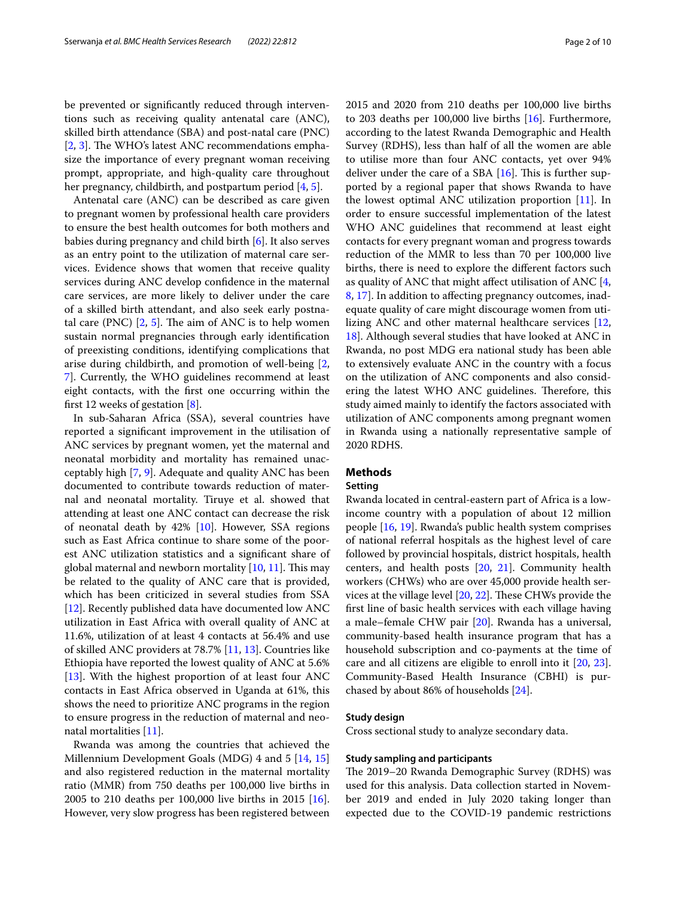be prevented or significantly reduced through interventions such as receiving quality antenatal care (ANC), skilled birth attendance (SBA) and post-natal care (PNC) [2, 3]. The WHO's latest ANC recommendations emphasize the importance of every pregnant woman receiving prompt, appropriate, and high-quality care throughout her pregnancy, childbirth, and postpartum period [4, 5].

Antenatal care (ANC) can be described as care given to pregnant women by professional health care providers to ensure the best health outcomes for both mothers and babies during pregnancy and child birth [6]. It also serves as an entry point to the utilization of maternal care services. Evidence shows that women that receive quality services during ANC develop confidence in the maternal care services, are more likely to deliver under the care of a skilled birth attendant, and also seek early postnatal care (PNC) [2, 5]. The aim of ANC is to help women sustain normal pregnancies through early identification of preexisting conditions, identifying complications that arise during childbirth, and promotion of well-being [2, 7]. Currently, the WHO guidelines recommend at least eight contacts, with the first one occurring within the first 12 weeks of gestation [8].

In sub-Saharan Africa (SSA), several countries have reported a significant improvement in the utilisation of ANC services by pregnant women, yet the maternal and neonatal morbidity and mortality has remained unacceptably high [7, 9]. Adequate and quality ANC has been documented to contribute towards reduction of maternal and neonatal mortality. Tiruye et al. showed that attending at least one ANC contact can decrease the risk of neonatal death by 42% [10]. However, SSA regions such as East Africa continue to share some of the poorest ANC utilization statistics and a significant share of global maternal and newborn mortality [10, 11]. This may be related to the quality of ANC care that is provided, which has been criticized in several studies from SSA [12]. Recently published data have documented low ANC utilization in East Africa with overall quality of ANC at 11.6%, utilization of at least 4 contacts at 56.4% and use of skilled ANC providers at 78.7% [11, 13]. Countries like Ethiopia have reported the lowest quality of ANC at 5.6% [13]. With the highest proportion of at least four ANC contacts in East Africa observed in Uganda at 61%, this shows the need to prioritize ANC programs in the region to ensure progress in the reduction of maternal and neonatal mortalities [11].

Rwanda was among the countries that achieved the Millennium Development Goals (MDG) 4 and 5 [14, 15] and also registered reduction in the maternal mortality ratio (MMR) from 750 deaths per 100,000 live births in 2005 to 210 deaths per 100,000 live births in 2015 [16]. However, very slow progress has been registered between 2015 and 2020 from 210 deaths per 100,000 live births to 203 deaths per 100,000 live births [16]. Furthermore, according to the latest Rwanda Demographic and Health Survey (RDHS), less than half of all the women are able to utilise more than four ANC contacts, yet over 94% deliver under the care of a SBA [16]. This is further supported by a regional paper that shows Rwanda to have the lowest optimal ANC utilization proportion [11]. In order to ensure successful implementation of the latest WHO ANC guidelines that recommend at least eight contacts for every pregnant woman and progress towards reduction of the MMR to less than 70 per 100,000 live births, there is need to explore the different factors such as quality of ANC that might affect utilisation of ANC [4, 8, 17]. In addition to affecting pregnancy outcomes, inadequate quality of care might discourage women from utilizing ANC and other maternal healthcare services [12, 18]. Although several studies that have looked at ANC in Rwanda, no post MDG era national study has been able to extensively evaluate ANC in the country with a focus on the utilization of ANC components and also considering the latest WHO ANC guidelines. Therefore, this study aimed mainly to identify the factors associated with utilization of ANC components among pregnant women in Rwanda using a nationally representative sample of 2020 RDHS.

## Methods

### Setting

Rwanda located in central-eastern part of Africa is a low-income country with a population of about 12 million people [16, 19]. Rwanda's public health system comprises of national referral hospitals as the highest level of care followed by provincial hospitals, district hospitals, health centers, and health posts [20, 21]. Community health workers (CHWs) who are over 45,000 provide health services at the village level [20, 22]. These CHWs provide the first line of basic health services with each village having a male–female CHW pair [20]. Rwanda has a universal, community-based health insurance program that has a household subscription and co-payments at the time of care and all citizens are eligible to enroll into it [20, 23]. Community-Based Health Insurance (CBHI) is purchased by about 86% of households [24].

### Study design

Cross sectional study to analyze secondary data.

### Study sampling and participants

The 2019–20 Rwanda Demographic Survey (RDHS) was used for this analysis. Data collection started in November 2019 and ended in July 2020 taking longer than expected due to the COVID-19 pandemic restrictions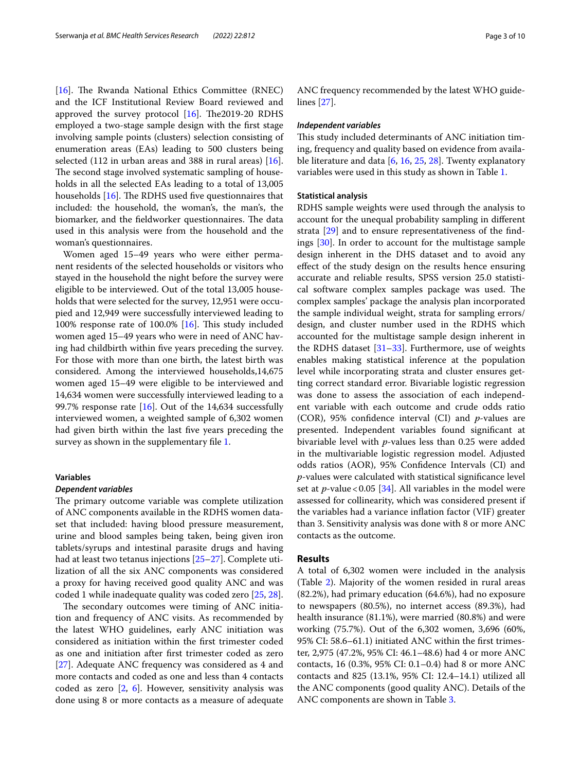[16]. The Rwanda National Ethics Committee (RNEC) and the ICF Institutional Review Board reviewed and approved the survey protocol [16]. The2019-20 RDHS employed a two-stage sample design with the first stage involving sample points (clusters) selection consisting of enumeration areas (EAs) leading to 500 clusters being selected (112 in urban areas and 388 in rural areas) [16]. The second stage involved systematic sampling of households in all the selected EAs leading to a total of 13,005 households [16]. The RDHS used five questionnaires that included: the household, the woman's, the man's, the biomarker, and the fieldworker questionnaires. The data used in this analysis were from the household and the woman's questionnaires.

Women aged 15–49 years who were either permanent residents of the selected households or visitors who stayed in the household the night before the survey were eligible to be interviewed. Out of the total 13,005 households that were selected for the survey, 12,951 were occupied and 12,949 were successfully interviewed leading to 100% response rate of 100.0% [16]. This study included women aged 15–49 years who were in need of ANC having had childbirth within five years preceding the survey. For those with more than one birth, the latest birth was considered. Among the interviewed households,14,675 women aged 15–49 were eligible to be interviewed and 14,634 women were successfully interviewed leading to a 99.7% response rate [16]. Out of the 14,634 successfully interviewed women, a weighted sample of 6,302 women had given birth within the last five years preceding the survey as shown in the supplementary file 1.

### Variables

#### *Dependent variables*

The primary outcome variable was complete utilization of ANC components available in the RDHS women dataset that included: having blood pressure measurement, urine and blood samples being taken, being given iron tablets/syrups and intestinal parasite drugs and having had at least two tetanus injections [25–27]. Complete utilization of all the six ANC components was considered a proxy for having received good quality ANC and was coded 1 while inadequate quality was coded zero [25, 28].

The secondary outcomes were timing of ANC initiation and frequency of ANC visits. As recommended by the latest WHO guidelines, early ANC initiation was considered as initiation within the first trimester coded as one and initiation after first trimester coded as zero [27]. Adequate ANC frequency was considered as 4 and more contacts and coded as one and less than 4 contacts coded as zero [2, 6]. However, sensitivity analysis was done using 8 or more contacts as a measure of adequate ANC frequency recommended by the latest WHO guidelines [27].

#### *Independent variables*

This study included determinants of ANC initiation timing, frequency and quality based on evidence from available literature and data [6, 16, 25, 28]. Twenty explanatory variables were used in this study as shown in Table 1.

### Statistical analysis

RDHS sample weights were used through the analysis to account for the unequal probability sampling in different strata [29] and to ensure representativeness of the findings [30]. In order to account for the multistage sample design inherent in the DHS dataset and to avoid any effect of the study design on the results hence ensuring accurate and reliable results, SPSS version 25.0 statistical software complex samples package was used. The complex samples' package the analysis plan incorporated the sample individual weight, strata for sampling errors/design, and cluster number used in the RDHS which accounted for the multistage sample design inherent in the RDHS dataset [31–33]. Furthermore, use of weights enables making statistical inference at the population level while incorporating strata and cluster ensures getting correct standard error. Bivariable logistic regression was done to assess the association of each independent variable with each outcome and crude odds ratio (COR), 95% confidence interval (CI) and *p*-values are presented. Independent variables found significant at bivariable level with *p*-values less than 0.25 were added in the multivariable logistic regression model. Adjusted odds ratios (AOR), 95% Confidence Intervals (CI) and *p*-values were calculated with statistical significance level set at $p$-value $< 0.05$ [34]. All variables in the model were assessed for collinearity, which was considered present if the variables had a variance inflation factor (VIF) greater than 3. Sensitivity analysis was done with 8 or more ANC contacts as the outcome.

## Results

A total of 6,302 women were included in the analysis (Table 2). Majority of the women resided in rural areas (82.2%), had primary education (64.6%), had no exposure to newspapers (80.5%), no internet access (89.3%), had health insurance (81.1%), were married (80.8%) and were working (75.7%). Out of the 6,302 women, 3,696 (60%, 95% CI: 58.6–61.1) initiated ANC within the first trimester, 2,975 (47.2%, 95% CI: 46.1–48.6) had 4 or more ANC contacts, 16 (0.3%, 95% CI: 0.1–0.4) had 8 or more ANC contacts and 825 (13.1%, 95% CI: 12.4–14.1) utilized all the ANC components (good quality ANC). Details of the ANC components are shown in Table 3.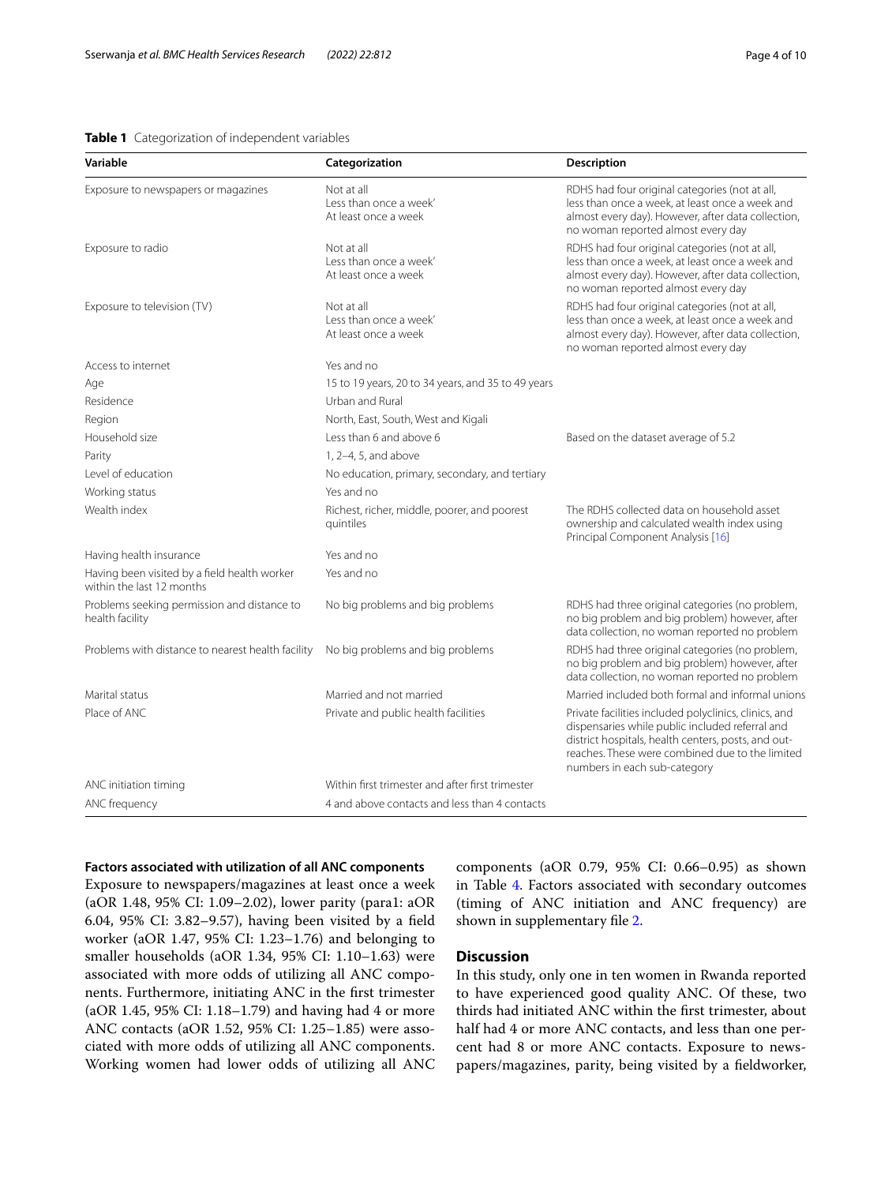**Table 1** Categorization of independent variables

| Variable | Categorization | Description |
| --- | --- | --- |
| Exposure to newspapers or magazines | Not at all<br>Less than once a week'<br>At least once a week | RDHS had four original categories (not at all, less than once a week, at least once a week and almost every day). However, after data collection, no woman reported almost every day |
| Exposure to radio | Not at all<br>Less than once a week'<br>At least once a week | RDHS had four original categories (not at all, less than once a week, at least once a week and almost every day). However, after data collection, no woman reported almost every day |
| Exposure to television (TV) | Not at all<br>Less than once a week'<br>At least once a week | RDHS had four original categories (not at all, less than once a week, at least once a week and almost every day). However, after data collection, no woman reported almost every day |
| Access to internet | Yes and no | |
| Age | 15 to 19 years, 20 to 34 years, and 35 to 49 years | |
| Residence | Urban and Rural | |
| Region | North, East, South, West and Kigali | |
| Household size | Less than 6 and above 6 | Based on the dataset average of 5.2 |
| Parity | 1, 2–4, 5, and above | |
| Level of education | No education, primary, secondary, and tertiary | |
| Working status | Yes and no | |
| Wealth index | Richest, richer, middle, poorer, and poorest quintiles | The RDHS collected data on household asset ownership and calculated wealth index using Principal Component Analysis [16] |
| Having health insurance | Yes and no | |
| Having been visited by a field health worker within the last 12 months | Yes and no | |
| Problems seeking permission and distance to health facility | No big problems and big problems | RDHS had three original categories (no problem, no big problem and big problem) however, after data collection, no woman reported no problem |
| Problems with distance to nearest health facility | No big problems and big problems | RDHS had three original categories (no problem, no big problem and big problem) however, after data collection, no woman reported no problem |
| Marital status | Married and not married | Married included both formal and informal unions |
| Place of ANC | Private and public health facilities | Private facilities included polyclinics, clinics, and dispensaries while public included referral and district hospitals, health centers, posts, and outreaches. These were combined due to the limited numbers in each sub-category |
| ANC initiation timing | Within first trimester and after first trimester | |
| ANC frequency | 4 and above contacts and less than 4 contacts | |

**Factors associated with utilization of all ANC components**

Exposure to newspapers/magazines at least once a week (aOR 1.48, 95% CI: 1.09–2.02), lower parity (para1: aOR 6.04, 95% CI: 3.82–9.57), having been visited by a field worker (aOR 1.47, 95% CI: 1.23–1.76) and belonging to smaller households (aOR 1.34, 95% CI: 1.10–1.63) were associated with more odds of utilizing all ANC components. Furthermore, initiating ANC in the first trimester (aOR 1.45, 95% CI: 1.18–1.79) and having had 4 or more ANC contacts (aOR 1.52, 95% CI: 1.25–1.85) were associated with more odds of utilizing all ANC components. Working women had lower odds of utilizing all ANC components (aOR 0.79, 95% CI: 0.66–0.95) as shown in Table 4. Factors associated with secondary outcomes (timing of ANC initiation and ANC frequency) are shown in supplementary file 2.

## Discussion

In this study, only one in ten women in Rwanda reported to have experienced good quality ANC. Of these, two thirds had initiated ANC within the first trimester, about half had 4 or more ANC contacts, and less than one percent had 8 or more ANC contacts. Exposure to newspapers/magazines, parity, being visited by a fieldworker,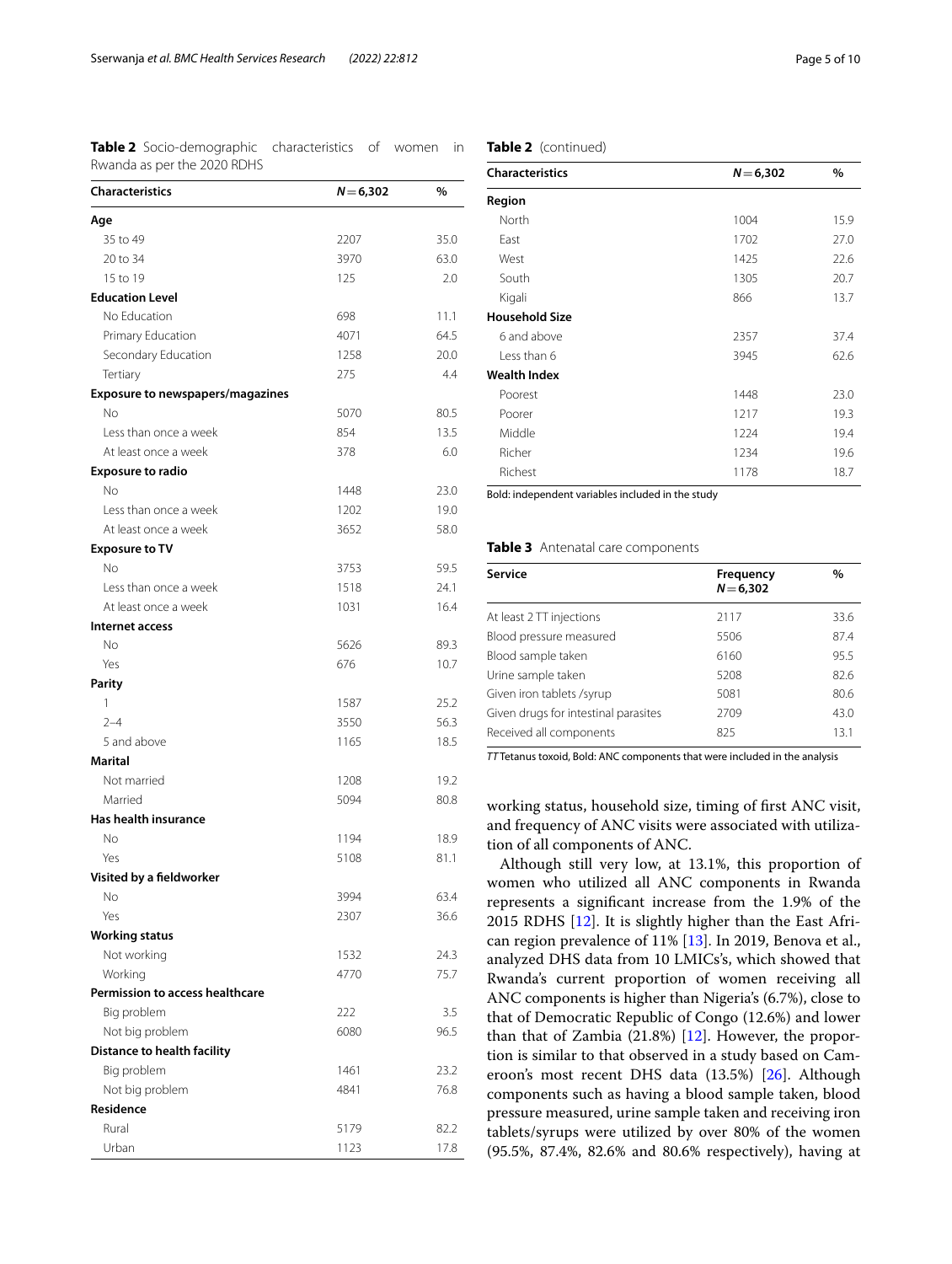**Table 2** Socio-demographic characteristics of women in Rwanda as per the 2020 RDHS

| Characteristics | $N=6,302$ | % |
|---|---|---|
| **Age** | | |
| 35 to 49 | 2207 | 35.0 |
| 20 to 34 | 3970 | 63.0 |
| 15 to 19 | 125 | 2.0 |
| **Education Level** | | |
| No Education | 698 | 11.1 |
| Primary Education | 4071 | 64.5 |
| Secondary Education | 1258 | 20.0 |
| Tertiary | 275 | 4.4 |
| **Exposure to newspapers/magazines** | | |
| No | 5070 | 80.5 |
| Less than once a week | 854 | 13.5 |
| At least once a week | 378 | 6.0 |
| **Exposure to radio** | | |
| No | 1448 | 23.0 |
| Less than once a week | 1202 | 19.0 |
| At least once a week | 3652 | 58.0 |
| **Exposure to TV** | | |
| No | 3753 | 59.5 |
| Less than once a week | 1518 | 24.1 |
| At least once a week | 1031 | 16.4 |
| **Internet access** | | |
| No | 5626 | 89.3 |
| Yes | 676 | 10.7 |
| **Parity** | | |
| 1 | 1587 | 25.2 |
| 2–4 | 3550 | 56.3 |
| 5 and above | 1165 | 18.5 |
| **Marital** | | |
| Not married | 1208 | 19.2 |
| Married | 5094 | 80.8 |
| **Has health insurance** | | |
| No | 1194 | 18.9 |
| Yes | 5108 | 81.1 |
| **Visited by a fieldworker** | | |
| No | 3994 | 63.4 |
| Yes | 2307 | 36.6 |
| **Working status** | | |
| Not working | 1532 | 24.3 |
| Working | 4770 | 75.7 |
| **Permission to access healthcare** | | |
| Big problem | 222 | 3.5 |
| Not big problem | 6080 | 96.5 |
| **Distance to health facility** | | |
| Big problem | 1461 | 23.2 |
| Not big problem | 4841 | 76.8 |
| **Residence** | | |
| Rural | 5179 | 82.2 |
| Urban | 1123 | 17.8 |
| **Region** | | |
| North | 1004 | 15.9 |
| East | 1702 | 27.0 |
| West | 1425 | 22.6 |
| South | 1305 | 20.7 |
| Kigali | 866 | 13.7 |
| **Household Size** | | |
| 6 and above | 2357 | 37.4 |
| Less than 6 | 3945 | 62.6 |
| **Wealth Index** | | |
| Poorest | 1448 | 23.0 |
| Poorer | 1217 | 19.3 |
| Middle | 1224 | 19.4 |
| Richer | 1234 | 19.6 |
| Richest | 1178 | 18.7 |

Bold: independent variables included in the study

**Table 3** Antenatal care components

| Service | Frequency $N=6,302$ | % |
|---|---|---|
| At least 2 TT injections | 2117 | 33.6 |
| Blood pressure measured | 5506 | 87.4 |
| Blood sample taken | 6160 | 95.5 |
| Urine sample taken | 5208 | 82.6 |
| Given iron tablets /syrup | 5081 | 80.6 |
| Given drugs for intestinal parasites | 2709 | 43.0 |
| Received all components | 825 | 13.1 |

*TT* Tetanus toxoid, Bold: ANC components that were included in the analysis

working status, household size, timing of first ANC visit, and frequency of ANC visits were associated with utilization of all components of ANC.

Although still very low, at 13.1%, this proportion of women who utilized all ANC components in Rwanda represents a significant increase from the 1.9% of the 2015 RDHS [12]. It is slightly higher than the East African region prevalence of 11% [13]. In 2019, Benova et al., analyzed DHS data from 10 LMICs's, which showed that Rwanda's current proportion of women receiving all ANC components is higher than Nigeria's (6.7%), close to that of Democratic Republic of Congo (12.6%) and lower than that of Zambia (21.8%) [12]. However, the proportion is similar to that observed in a study based on Cameroon's most recent DHS data (13.5%) [26]. Although components such as having a blood sample taken, blood pressure measured, urine sample taken and receiving iron tablets/syrups were utilized by over 80% of the women (95.5%, 87.4%, 82.6% and 80.6% respectively), having at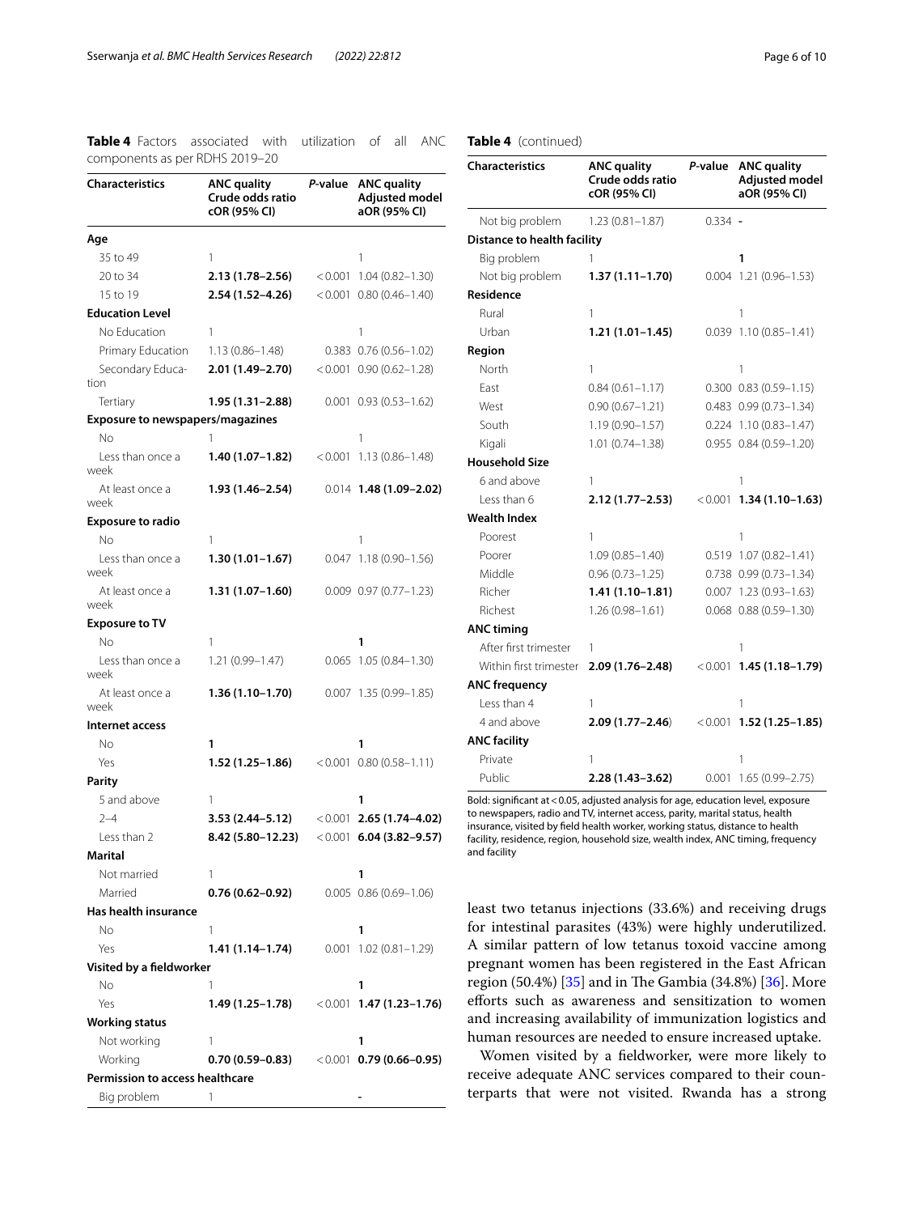**Table 4** Factors associated with utilization of all ANC components as per RDHS 2019–20

| Characteristics | ANC quality Crude odds ratio cOR (95% CI) | *P*-value | ANC quality Adjusted model aOR (95% CI) |
|---|---|---|---|
| **Age** | | | |
| 35 to 49 | 1 | | 1 |
| 20 to 34 | **2.13 (1.78–2.56)** | < 0.001 | 1.04 (0.82–1.30) |
| 15 to 19 | **2.54 (1.52–4.26)** | < 0.001 | 0.80 (0.46–1.40) |
| **Education Level** | | | |
| No Education | 1 | | 1 |
| Primary Education | 1.13 (0.86–1.48) | 0.383 | 0.76 (0.56–1.02) |
| Secondary Education | **2.01 (1.49–2.70)** | < 0.001 | 0.90 (0.62–1.28) |
| Tertiary | **1.95 (1.31–2.88)** | 0.001 | 0.93 (0.53–1.62) |
| **Exposure to newspapers/magazines** | | | |
| No | 1 | | 1 |
| Less than once a week | **1.40 (1.07–1.82)** | < 0.001 | 1.13 (0.86–1.48) |
| At least once a week | **1.93 (1.46–2.54)** | 0.014 | **1.48 (1.09–2.02)** |
| **Exposure to radio** | | | |
| No | 1 | | 1 |
| Less than once a week | **1.30 (1.01–1.67)** | 0.047 | 1.18 (0.90–1.56) |
| At least once a week | **1.31 (1.07–1.60)** | 0.009 | 0.97 (0.77–1.23) |
| **Exposure to TV** | | | |
| No | 1 | | **1** |
| Less than once a week | 1.21 (0.99–1.47) | 0.065 | 1.05 (0.84–1.30) |
| At least once a week | **1.36 (1.10–1.70)** | 0.007 | 1.35 (0.99–1.85) |
| **Internet access** | | | |
| No | **1** | | **1** |
| Yes | **1.52 (1.25–1.86)** | < 0.001 | 0.80 (0.58–1.11) |
| **Parity** | | | |
| 5 and above | 1 | | **1** |
| 2–4 | **3.53 (2.44–5.12)** | < 0.001 | **2.65 (1.74–4.02)** |
| Less than 2 | **8.42 (5.80–12.23)** | < 0.001 | **6.04 (3.82–9.57)** |
| **Marital** | | | |
| Not married | 1 | | **1** |
| Married | **0.76 (0.62–0.92)** | 0.005 | 0.86 (0.69–1.06) |
| **Has health insurance** | | | |
| No | 1 | | **1** |
| Yes | **1.41 (1.14–1.74)** | 0.001 | 1.02 (0.81–1.29) |
| **Visited by a fieldworker** | | | |
| No | 1 | | **1** |
| Yes | **1.49 (1.25–1.78)** | < 0.001 | **1.47 (1.23–1.76)** |
| **Working status** | | | |
| Not working | 1 | | **1** |
| Working | **0.70 (0.59–0.83)** | < 0.001 | **0.79 (0.66–0.95)** |
| **Permission to access healthcare** | | | |
| Big problem | 1 | | - |
| Not big problem | 1.23 (0.81–1.87) | 0.334 | - |
| **Distance to health facility** | | | |
| Big problem | 1 | | **1** |
| Not big problem | **1.37 (1.11–1.70)** | 0.004 | 1.21 (0.96–1.53) |
| **Residence** | | | |
| Rural | 1 | | 1 |
| Urban | **1.21 (1.01–1.45)** | 0.039 | 1.10 (0.85–1.41) |
| **Region** | | | |
| North | 1 | | 1 |
| East | 0.84 (0.61–1.17) | 0.300 | 0.83 (0.59–1.15) |
| West | 0.90 (0.67–1.21) | 0.483 | 0.99 (0.73–1.34) |
| South | 1.19 (0.90–1.57) | 0.224 | 1.10 (0.83–1.47) |
| Kigali | 1.01 (0.74–1.38) | 0.955 | 0.84 (0.59–1.20) |
| **Household Size** | | | |
| 6 and above | 1 | | 1 |
| Less than 6 | **2.12 (1.77–2.53)** | < 0.001 | **1.34 (1.10–1.63)** |
| **Wealth Index** | | | |
| Poorest | 1 | | 1 |
| Poorer | 1.09 (0.85–1.40) | 0.519 | 1.07 (0.82–1.41) |
| Middle | 0.96 (0.73–1.25) | 0.738 | 0.99 (0.73–1.34) |
| Richer | **1.41 (1.10–1.81)** | 0.007 | 1.23 (0.93–1.63) |
| Richest | 1.26 (0.98–1.61) | 0.068 | 0.88 (0.59–1.30) |
| **ANC timing** | | | |
| After first trimester | 1 | | 1 |
| Within first trimester | **2.09 (1.76–2.48)** | < 0.001 | **1.45 (1.18–1.79)** |
| **ANC frequency** | | | |
| Less than 4 | 1 | | 1 |
| 4 and above | **2.09 (1.77–2.46)** | < 0.001 | **1.52 (1.25–1.85)** |
| **ANC facility** | | | |
| Private | 1 | | 1 |
| Public | **2.28 (1.43–3.62)** | 0.001 | 1.65 (0.99–2.75) |

Bold: significant at < 0.05, adjusted analysis for age, education level, exposure to newspapers, radio and TV, internet access, parity, marital status, health insurance, visited by field health worker, working status, distance to health facility, residence, region, household size, wealth index, ANC timing, frequency and facility

least two tetanus injections (33.6%) and receiving drugs for intestinal parasites (43%) were highly underutilized. A similar pattern of low tetanus toxoid vaccine among pregnant women has been registered in the East African region (50.4%) [35] and in The Gambia (34.8%) [36]. More efforts such as awareness and sensitization to women and increasing availability of immunization logistics and human resources are needed to ensure increased uptake.

Women visited by a fieldworker, were more likely to receive adequate ANC services compared to their counterparts that were not visited. Rwanda has a strong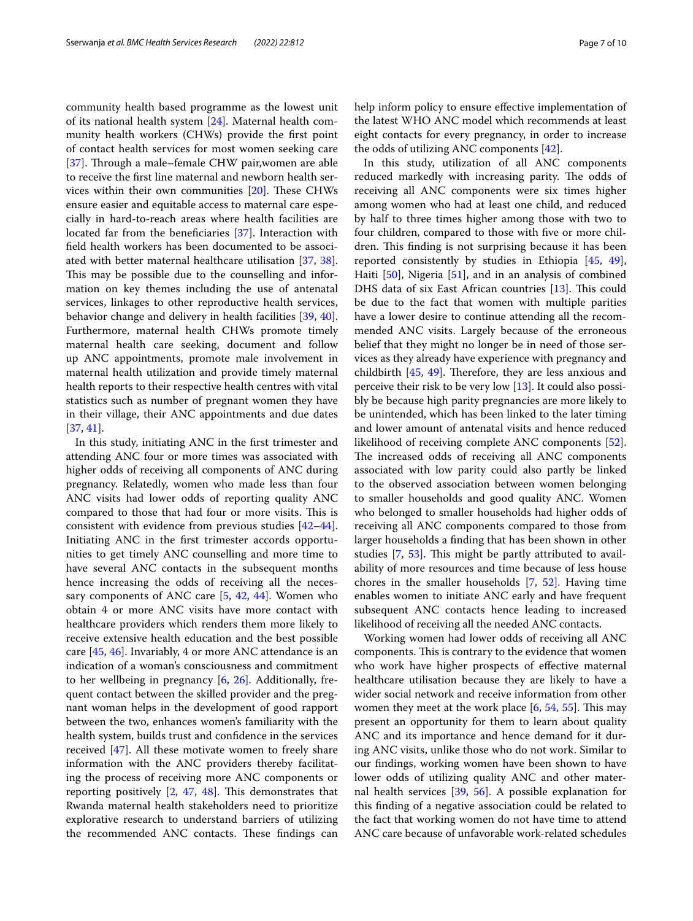community health based programme as the lowest unit of its national health system [24]. Maternal health community health workers (CHWs) provide the first point of contact health services for most women seeking care [37]. Through a male–female CHW pair,women are able to receive the first line maternal and newborn health services within their own communities [20]. These CHWs ensure easier and equitable access to maternal care especially in hard-to-reach areas where health facilities are located far from the beneficiaries [37]. Interaction with field health workers has been documented to be associated with better maternal healthcare utilisation [37, 38]. This may be possible due to the counselling and information on key themes including the use of antenatal services, linkages to other reproductive health services, behavior change and delivery in health facilities [39, 40]. Furthermore, maternal health CHWs promote timely maternal health care seeking, document and follow up ANC appointments, promote male involvement in maternal health utilization and provide timely maternal health reports to their respective health centres with vital statistics such as number of pregnant women they have in their village, their ANC appointments and due dates [37, 41].

In this study, initiating ANC in the first trimester and attending ANC four or more times was associated with higher odds of receiving all components of ANC during pregnancy. Relatedly, women who made less than four ANC visits had lower odds of reporting quality ANC compared to those that had four or more visits. This is consistent with evidence from previous studies [42–44]. Initiating ANC in the first trimester accords opportunities to get timely ANC counselling and more time to have several ANC contacts in the subsequent months hence increasing the odds of receiving all the necessary components of ANC care [5, 42, 44]. Women who obtain 4 or more ANC visits have more contact with healthcare providers which renders them more likely to receive extensive health education and the best possible care [45, 46]. Invariably, 4 or more ANC attendance is an indication of a woman's consciousness and commitment to her wellbeing in pregnancy [6, 26]. Additionally, frequent contact between the skilled provider and the pregnant woman helps in the development of good rapport between the two, enhances women's familiarity with the health system, builds trust and confidence in the services received [47]. All these motivate women to freely share information with the ANC providers thereby facilitating the process of receiving more ANC components or reporting positively [2, 47, 48]. This demonstrates that Rwanda maternal health stakeholders need to prioritize explorative research to understand barriers of utilizing the recommended ANC contacts. These findings can help inform policy to ensure effective implementation of the latest WHO ANC model which recommends at least eight contacts for every pregnancy, in order to increase the odds of utilizing ANC components [42].

In this study, utilization of all ANC components reduced markedly with increasing parity. The odds of receiving all ANC components were six times higher among women who had at least one child, and reduced by half to three times higher among those with two to four children, compared to those with five or more children. This finding is not surprising because it has been reported consistently by studies in Ethiopia [45, 49], Haiti [50], Nigeria [51], and in an analysis of combined DHS data of six East African countries [13]. This could be due to the fact that women with multiple parities have a lower desire to continue attending all the recommended ANC visits. Largely because of the erroneous belief that they might no longer be in need of those services as they already have experience with pregnancy and childbirth [45, 49]. Therefore, they are less anxious and perceive their risk to be very low [13]. It could also possibly be because high parity pregnancies are more likely to be unintended, which has been linked to the later timing and lower amount of antenatal visits and hence reduced likelihood of receiving complete ANC components [52]. The increased odds of receiving all ANC components associated with low parity could also partly be linked to the observed association between women belonging to smaller households and good quality ANC. Women who belonged to smaller households had higher odds of receiving all ANC components compared to those from larger households a finding that has been shown in other studies [7, 53]. This might be partly attributed to availability of more resources and time because of less house chores in the smaller households [7, 52]. Having time enables women to initiate ANC early and have frequent subsequent ANC contacts hence leading to increased likelihood of receiving all the needed ANC contacts.

Working women had lower odds of receiving all ANC components. This is contrary to the evidence that women who work have higher prospects of effective maternal healthcare utilisation because they are likely to have a wider social network and receive information from other women they meet at the work place [6, 54, 55]. This may present an opportunity for them to learn about quality ANC and its importance and hence demand for it during ANC visits, unlike those who do not work. Similar to our findings, working women have been shown to have lower odds of utilizing quality ANC and other maternal health services [39, 56]. A possible explanation for this finding of a negative association could be related to the fact that working women do not have time to attend ANC care because of unfavorable work-related schedules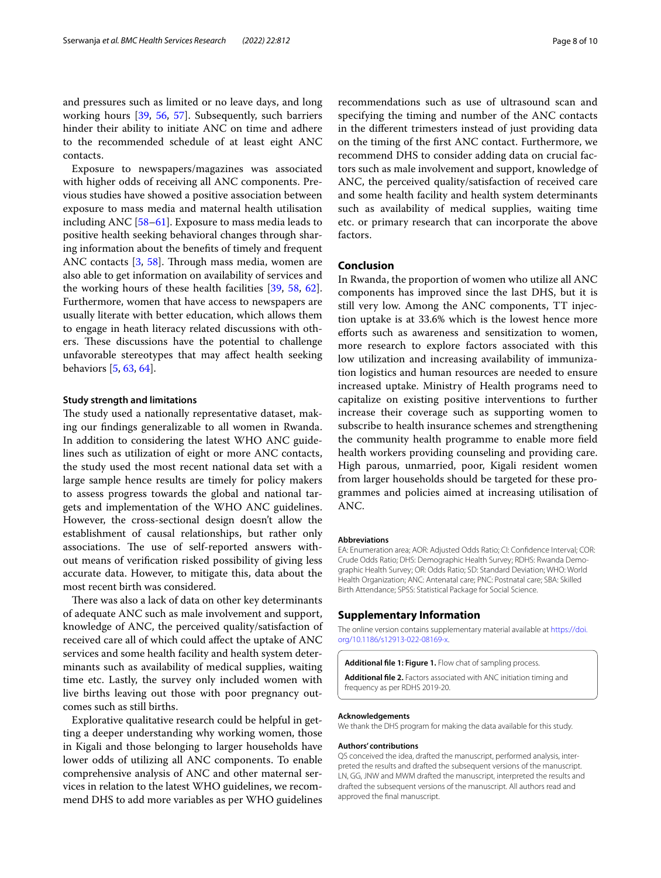and pressures such as limited or no leave days, and long working hours [39, 56, 57]. Subsequently, such barriers hinder their ability to initiate ANC on time and adhere to the recommended schedule of at least eight ANC contacts.

Exposure to newspapers/magazines was associated with higher odds of receiving all ANC components. Previous studies have showed a positive association between exposure to mass media and maternal health utilisation including ANC [58–61]. Exposure to mass media leads to positive health seeking behavioral changes through sharing information about the benefits of timely and frequent ANC contacts [3, 58]. Through mass media, women are also able to get information on availability of services and the working hours of these health facilities [39, 58, 62]. Furthermore, women that have access to newspapers are usually literate with better education, which allows them to engage in heath literacy related discussions with others. These discussions have the potential to challenge unfavorable stereotypes that may affect health seeking behaviors [5, 63, 64].

### Study strength and limitations

The study used a nationally representative dataset, making our findings generalizable to all women in Rwanda. In addition to considering the latest WHO ANC guidelines such as utilization of eight or more ANC contacts, the study used the most recent national data set with a large sample hence results are timely for policy makers to assess progress towards the global and national targets and implementation of the WHO ANC guidelines. However, the cross-sectional design doesn't allow the establishment of causal relationships, but rather only associations. The use of self-reported answers without means of verification risked possibility of giving less accurate data. However, to mitigate this, data about the most recent birth was considered.

There was also a lack of data on other key determinants of adequate ANC such as male involvement and support, knowledge of ANC, the perceived quality/satisfaction of received care all of which could affect the uptake of ANC services and some health facility and health system determinants such as availability of medical supplies, waiting time etc. Lastly, the survey only included women with live births leaving out those with poor pregnancy outcomes such as still births.

Explorative qualitative research could be helpful in getting a deeper understanding why working women, those in Kigali and those belonging to larger households have lower odds of utilizing all ANC components. To enable comprehensive analysis of ANC and other maternal services in relation to the latest WHO guidelines, we recommend DHS to add more variables as per WHO guidelines recommendations such as use of ultrasound scan and specifying the timing and number of the ANC contacts in the different trimesters instead of just providing data on the timing of the first ANC contact. Furthermore, we recommend DHS to consider adding data on crucial factors such as male involvement and support, knowledge of ANC, the perceived quality/satisfaction of received care and some health facility and health system determinants such as availability of medical supplies, waiting time etc. or primary research that can incorporate the above factors.

## Conclusion

In Rwanda, the proportion of women who utilize all ANC components has improved since the last DHS, but it is still very low. Among the ANC components, TT injection uptake is at 33.6% which is the lowest hence more efforts such as awareness and sensitization to women, more research to explore factors associated with this low utilization and increasing availability of immunization logistics and human resources are needed to ensure increased uptake. Ministry of Health programs need to capitalize on existing positive interventions to further increase their coverage such as supporting women to subscribe to health insurance schemes and strengthening the community health programme to enable more field health workers providing counseling and providing care. High parous, unmarried, poor, Kigali resident women from larger households should be targeted for these programmes and policies aimed at increasing utilisation of ANC.

#### Abbreviations

EA: Enumeration area; AOR: Adjusted Odds Ratio; CI: Confidence Interval; COR: Crude Odds Ratio; DHS: Demographic Health Survey; RDHS: Rwanda Demographic Health Survey; OR: Odds Ratio; SD: Standard Deviation; WHO: World Health Organization; ANC: Antenatal care; PNC: Postnatal care; SBA: Skilled Birth Attendance; SPSS: Statistical Package for Social Science.

## Supplementary Information

The online version contains supplementary material available at https://doi.org/10.1186/s12913-022-08169-x.

**Additional file 1: Figure 1.** Flow chat of sampling process.

**Additional file 2.** Factors associated with ANC initiation timing and frequency as per RDHS 2019-20.

#### Acknowledgements

We thank the DHS program for making the data available for this study.

#### Authors' contributions

QS conceived the idea, drafted the manuscript, performed analysis, interpreted the results and drafted the subsequent versions of the manuscript. LN, GG, JNW and MWM drafted the manuscript, interpreted the results and drafted the subsequent versions of the manuscript. All authors read and approved the final manuscript.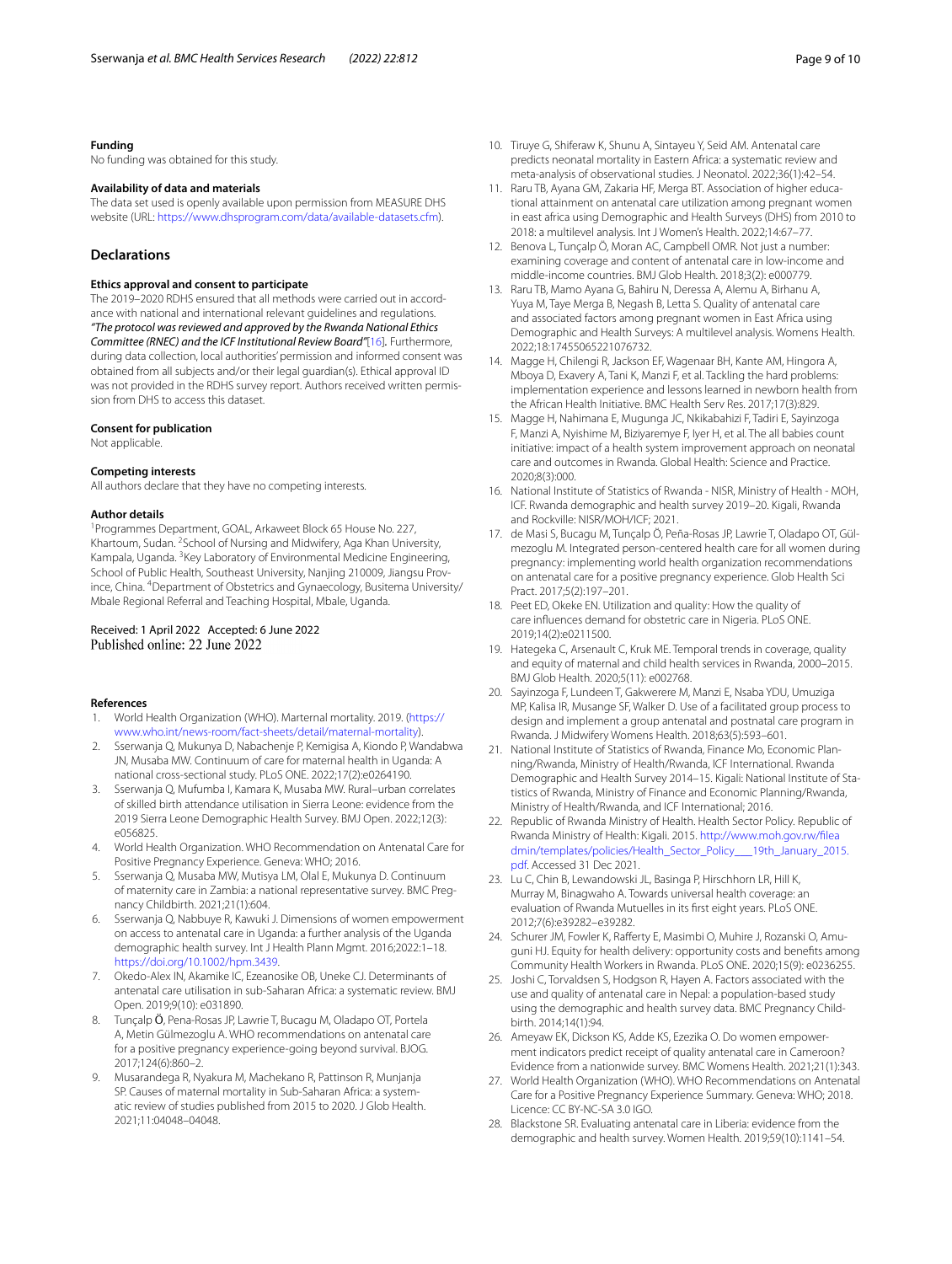### Funding

No funding was obtained for this study.

### Availability of data and materials

The data set used is openly available upon permission from MEASURE DHS website (URL: https://www.dhsprogram.com/data/available-datasets.cfm).

## Declarations

### Ethics approval and consent to participate

The 2019–2020 RDHS ensured that all methods were carried out in accordance with national and international relevant guidelines and regulations. *"The protocol was reviewed and approved by the Rwanda National Ethics Committee (RNEC) and the ICF Institutional Review Board"*[16]. Furthermore, during data collection, local authorities' permission and informed consent was obtained from all subjects and/or their legal guardian(s). Ethical approval ID was not provided in the RDHS survey report. Authors received written permission from DHS to access this dataset.

### Consent for publication

Not applicable.

### Competing interests

All authors declare that they have no competing interests.

### Author details

[1]Programmes Department, GOAL, Arkaweet Block 65 House No. 227, Khartoum, Sudan. [2]School of Nursing and Midwifery, Aga Khan University, Kampala, Uganda. [3]Key Laboratory of Environmental Medicine Engineering, School of Public Health, Southeast University, Nanjing 210009, Jiangsu Province, China. [4]Department of Obstetrics and Gynaecology, Busitema University/Mbale Regional Referral and Teaching Hospital, Mbale, Uganda.

Received: 1 April 2022 Accepted: 6 June 2022
Published online: 22 June 2022

### References

1. World Health Organization (WHO). Marternal mortality. 2019. (https://www.who.int/news-room/fact-sheets/detail/maternal-mortality).
2. Sserwanja Q, Mukunya D, Nabachenje P, Kemigisa A, Kiondo P, Wandabwa JN, Musaba MW. Continuum of care for maternal health in Uganda: A national cross-sectional study. PLoS ONE. 2022;17(2):e0264190.
3. Sserwanja Q, Mufumba I, Kamara K, Musaba MW. Rural–urban correlates of skilled birth attendance utilisation in Sierra Leone: evidence from the 2019 Sierra Leone Demographic Health Survey. BMJ Open. 2022;12(3):e056825.
4. World Health Organization. WHO Recommendation on Antenatal Care for Positive Pregnancy Experience. Geneva: WHO; 2016.
5. Sserwanja Q, Musaba MW, Mutisya LM, Olal E, Mukunya D. Continuum of maternity care in Zambia: a national representative survey. BMC Pregnancy Childbirth. 2021;21(1):604.
6. Sserwanja Q, Nabbuye R, Kawuki J. Dimensions of women empowerment on access to antenatal care in Uganda: a further analysis of the Uganda demographic health survey. Int J Health Plann Mgmt. 2016;2022:1–18. https://doi.org/10.1002/hpm.3439.
7. Okedo-Alex IN, Akamike IC, Ezeanosike OB, Uneke CJ. Determinants of antenatal care utilisation in sub-Saharan Africa: a systematic review. BMJ Open. 2019;9(10): e031890.
8. Tunçalp Ӧ, Pena-Rosas JP, Lawrie T, Bucagu M, Oladapo OT, Portela A, Metin Gülmezoglu A. WHO recommendations on antenatal care for a positive pregnancy experience-going beyond survival. BJOG. 2017;124(6):860–2.
9. Musarandega R, Nyakura M, Machekano R, Pattinson R, Munjanja SP. Causes of maternal mortality in Sub-Saharan Africa: a systematic review of studies published from 2015 to 2020. J Glob Health. 2021;11:04048–04048.
10. Tiruye G, Shiferaw K, Shunu A, Sintayeu Y, Seid AM. Antenatal care predicts neonatal mortality in Eastern Africa: a systematic review and meta-analysis of observational studies. J Neonatol. 2022;36(1):42–54.
11. Raru TB, Ayana GM, Zakaria HF, Merga BT. Association of higher educational attainment on antenatal care utilization among pregnant women in east africa using Demographic and Health Surveys (DHS) from 2010 to 2018: a multilevel analysis. Int J Women's Health. 2022;14:67–77.
12. Benova L, Tunçalp Ö, Moran AC, Campbell OMR. Not just a number: examining coverage and content of antenatal care in low-income and middle-income countries. BMJ Glob Health. 2018;3(2): e000779.
13. Raru TB, Mamo Ayana G, Bahiru N, Deressa A, Alemu A, Birhanu A, Yuya M, Taye Merga B, Negash B, Letta S. Quality of antenatal care and associated factors among pregnant women in East Africa using Demographic and Health Surveys: A multilevel analysis. Womens Health. 2022;18:17455065221076732.
14. Magge H, Chilengi R, Jackson EF, Wagenaar BH, Kante AM, Hingora A, Mboya D, Exavery A, Tani K, Manzi F, et al. Tackling the hard problems: implementation experience and lessons learned in newborn health from the African Health Initiative. BMC Health Serv Res. 2017;17(3):829.
15. Magge H, Nahimana E, Mugunga JC, Nkikabahizi F, Tadiri E, Sayinzoga F, Manzi A, Nyishime M, Biziyaremye F, Iyer H, et al. The all babies count initiative: impact of a health system improvement approach on neonatal care and outcomes in Rwanda. Global Health: Science and Practice. 2020;8(3):000.
16. National Institute of Statistics of Rwanda - NISR, Ministry of Health - MOH, ICF. Rwanda demographic and health survey 2019–20. Kigali, Rwanda and Rockville: NISR/MOH/ICF; 2021.
17. de Masi S, Bucagu M, Tunçalp Ö, Peña-Rosas JP, Lawrie T, Oladapo OT, Gülmezoglu M. Integrated person-centered health care for all women during pregnancy: implementing world health organization recommendations on antenatal care for a positive pregnancy experience. Glob Health Sci Pract. 2017;5(2):197–201.
18. Peet ED, Okeke EN. Utilization and quality: How the quality of care influences demand for obstetric care in Nigeria. PLoS ONE. 2019;14(2):e0211500.
19. Hategeka C, Arsenault C, Kruk ME. Temporal trends in coverage, quality and equity of maternal and child health services in Rwanda, 2000–2015. BMJ Glob Health. 2020;5(11): e002768.
20. Sayinzoga F, Lundeen T, Gakwerere M, Manzi E, Nsaba YDU, Umuziga MP, Kalisa IR, Musange SF, Walker D. Use of a facilitated group process to design and implement a group antenatal and postnatal care program in Rwanda. J Midwifery Womens Health. 2018;63(5):593–601.
21. National Institute of Statistics of Rwanda, Finance Mo, Economic Planning/Rwanda, Ministry of Health/Rwanda, ICF International. Rwanda Demographic and Health Survey 2014–15. Kigali: National Institute of Statistics of Rwanda, Ministry of Finance and Economic Planning/Rwanda, Ministry of Health/Rwanda, and ICF International; 2016.
22. Republic of Rwanda Ministry of Health. Health Sector Policy. Republic of Rwanda Ministry of Health: Kigali. 2015. http://www.moh.gov.rw/fileadmin/templates/policies/Health_Sector_Policy___19th_January_2015.pdf. Accessed 31 Dec 2021.
23. Lu C, Chin B, Lewandowski JL, Basinga P, Hirschhorn LR, Hill K, Murray M, Binagwaho A. Towards universal health coverage: an evaluation of Rwanda Mutuelles in its first eight years. PLoS ONE. 2012;7(6):e39282–e39282.
24. Schurer JM, Fowler K, Rafferty E, Masimbi O, Muhire J, Rozanski O, Amuguni HJ. Equity for health delivery: opportunity costs and benefits among Community Health Workers in Rwanda. PLoS ONE. 2020;15(9): e0236255.
25. Joshi C, Torvaldsen S, Hodgson R, Hayen A. Factors associated with the use and quality of antenatal care in Nepal: a population-based study using the demographic and health survey data. BMC Pregnancy Childbirth. 2014;14(1):94.
26. Ameyaw EK, Dickson KS, Adde KS, Ezezika O. Do women empowerment indicators predict receipt of quality antenatal care in Cameroon? Evidence from a nationwide survey. BMC Womens Health. 2021;21(1):343.
27. World Health Organization (WHO). WHO Recommendations on Antenatal Care for a Positive Pregnancy Experience Summary. Geneva: WHO; 2018. Licence: CC BY-NC-SA 3.0 IGO.
28. Blackstone SR. Evaluating antenatal care in Liberia: evidence from the demographic and health survey. Women Health. 2019;59(10):1141–54.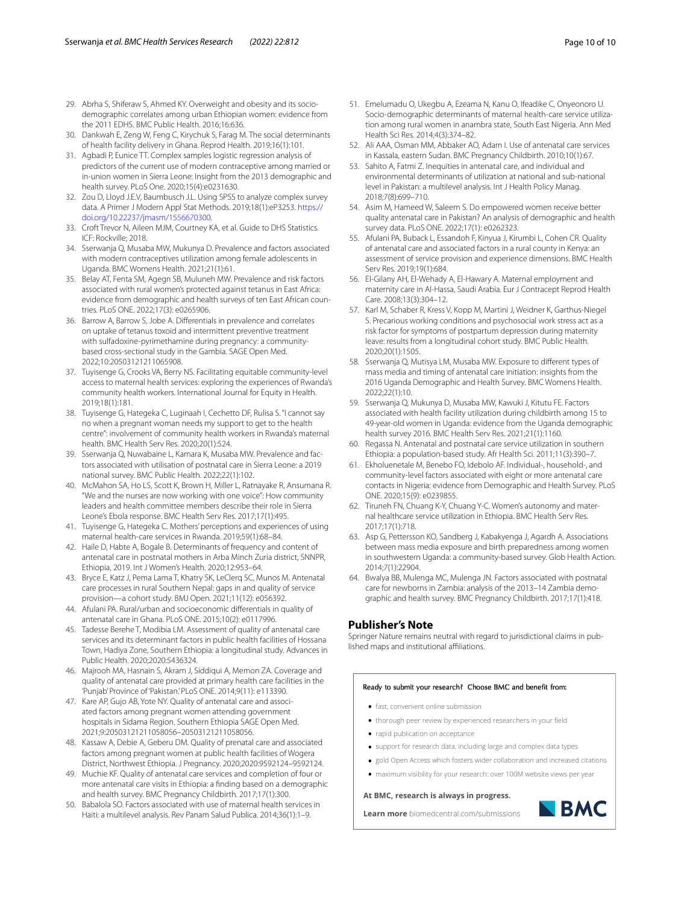29. Abrha S, Shiferaw S, Ahmed KY. Overweight and obesity and its sociodemographic correlates among urban Ethiopian women: evidence from the 2011 EDHS. BMC Public Health. 2016;16:636.
30. Dankwah E, Zeng W, Feng C, Kirychuk S, Farag M. The social determinants of health facility delivery in Ghana. Reprod Health. 2019;16(1):101.
31. Agbadi P, Eunice TT. Complex samples logistic regression analysis of predictors of the current use of modern contraceptive among married or in-union women in Sierra Leone: Insight from the 2013 demographic and health survey. PLoS One. 2020;15(4):e0231630.
32. Zou D, Lloyd J.E.V, Baumbusch J.L. Using SPSS to analyze complex survey data. A Primer J Modern Appl Stat Methods. 2019;18(1):eP3253. https://doi.org/10.22237/jmasm/1556670300.
33. Croft Trevor N, Aileen MJM, Courtney KA, et al. Guide to DHS Statistics. ICF: Rockville; 2018.
34. Sserwanja Q, Musaba MW, Mukunya D. Prevalence and factors associated with modern contraceptives utilization among female adolescents in Uganda. BMC Womens Health. 2021;21(1):61.
35. Belay AT, Fenta SM, Agegn SB, Muluneh MW. Prevalence and risk factors associated with rural women's protected against tetanus in East Africa: evidence from demographic and health surveys of ten East African countries. PLoS ONE. 2022;17(3): e0265906.
36. Barrow A, Barrow S, Jobe A. Differentials in prevalence and correlates on uptake of tetanus toxoid and intermittent preventive treatment with sulfadoxine-pyrimethamine during pregnancy: a community-based cross-sectional study in the Gambia. SAGE Open Med. 2022;10:20503121211065908.
37. Tuyisenge G, Crooks VA, Berry NS. Facilitating equitable community-level access to maternal health services: exploring the experiences of Rwanda's community health workers. International Journal for Equity in Health. 2019;18(1):181.
38. Tuyisenge G, Hategeka C, Luginaah I, Cechetto DF, Rulisa S. "I cannot say no when a pregnant woman needs my support to get to the health centre": involvement of community health workers in Rwanda's maternal health. BMC Health Serv Res. 2020;20(1):524.
39. Sserwanja Q, Nuwabaine L, Kamara K, Musaba MW. Prevalence and factors associated with utilisation of postnatal care in Sierra Leone: a 2019 national survey. BMC Public Health. 2022;22(1):102.
40. McMahon SA, Ho LS, Scott K, Brown H, Miller L, Ratnayake R, Ansumana R. "We and the nurses are now working with one voice": How community leaders and health committee members describe their role in Sierra Leone's Ebola response. BMC Health Serv Res. 2017;17(1):495.
41. Tuyisenge G, Hategeka C. Mothers' perceptions and experiences of using maternal health-care services in Rwanda. 2019;59(1):68–84.
42. Haile D, Habte A, Bogale B. Determinants of frequency and content of antenatal care in postnatal mothers in Arba Minch Zuria district, SNNPR, Ethiopia, 2019. Int J Women's Health. 2020;12:953–64.
43. Bryce E, Katz J, Pema Lama T, Khatry SK, LeClerq SC, Munos M. Antenatal care processes in rural Southern Nepal: gaps in and quality of service provision—a cohort study. BMJ Open. 2021;11(12): e056392.
44. Afulani PA. Rural/urban and socioeconomic differentials in quality of antenatal care in Ghana. PLoS ONE. 2015;10(2): e0117996.
45. Tadesse Berehe T, Modibia LM. Assessment of quality of antenatal care services and its determinant factors in public health facilities of Hossana Town, Hadiya Zone, Southern Ethiopia: a longitudinal study. Advances in Public Health. 2020;2020:5436324.
46. Majrooh MA, Hasnain S, Akram J, Siddiqui A, Memon ZA. Coverage and quality of antenatal care provided at primary health care facilities in the 'Punjab' Province of 'Pakistan.' PLoS ONE. 2014;9(11): e113390.
47. Kare AP, Gujo AB, Yote NY. Quality of antenatal care and associated factors among pregnant women attending government hospitals in Sidama Region. Southern Ethiopia SAGE Open Med. 2021;9:20503121211058056–20503121211058056.
48. Kassaw A, Debie A, Geberu DM. Quality of prenatal care and associated factors among pregnant women at public health facilities of Wogera District, Northwest Ethiopia. J Pregnancy. 2020;2020:9592124–9592124.
49. Muchie KF. Quality of antenatal care services and completion of four or more antenatal care visits in Ethiopia: a finding based on a demographic and health survey. BMC Pregnancy Childbirth. 2017;17(1):300.
50. Babalola SO. Factors associated with use of maternal health services in Haiti: a multilevel analysis. Rev Panam Salud Publica. 2014;36(1):1–9.
51. Emelumadu O, Ukegbu A, Ezeama N, Kanu O, Ifeadike C, Onyeonoro U. Socio-demographic determinants of maternal health-care service utilization among rural women in anambra state, South East Nigeria. Ann Med Health Sci Res. 2014;4(3):374–82.
52. Ali AAA, Osman MM, Abbaker AO, Adam I. Use of antenatal care services in Kassala, eastern Sudan. BMC Pregnancy Childbirth. 2010;10(1):67.
53. Sahito A, Fatmi Z. Inequities in antenatal care, and individual and environmental determinants of utilization at national and sub-national level in Pakistan: a multilevel analysis. Int J Health Policy Manag. 2018;7(8):699–710.
54. Asim M, Hameed W, Saleem S. Do empowered women receive better quality antenatal care in Pakistan? An analysis of demographic and health survey data. PLoS ONE. 2022;17(1): e0262323.
55. Afulani PA, Buback L, Essandoh F, Kinyua J, Kirumbi L, Cohen CR. Quality of antenatal care and associated factors in a rural county in Kenya: an assessment of service provision and experience dimensions. BMC Health Serv Res. 2019;19(1):684.
56. El-Gilany AH, El-Wehady A, El-Hawary A. Maternal employment and maternity care in Al-Hassa, Saudi Arabia. Eur J Contracept Reprod Health Care. 2008;13(3):304–12.
57. Karl M, Schaber R, Kress V, Kopp M, Martini J, Weidner K, Garthus-Niegel S. Precarious working conditions and psychosocial work stress act as a risk factor for symptoms of postpartum depression during maternity leave: results from a longitudinal cohort study. BMC Public Health. 2020;20(1):1505.
58. Sserwanja Q, Mutisya LM, Musaba MW. Exposure to different types of mass media and timing of antenatal care initiation: insights from the 2016 Uganda Demographic and Health Survey. BMC Womens Health. 2022;22(1):10.
59. Sserwanja Q, Mukunya D, Musaba MW, Kawuki J, Kitutu FE. Factors associated with health facility utilization during childbirth among 15 to 49-year-old women in Uganda: evidence from the Uganda demographic health survey 2016. BMC Health Serv Res. 2021;21(1):1160.
60. Regassa N. Antenatal and postnatal care service utilization in southern Ethiopia: a population-based study. Afr Health Sci. 2011;11(3):390–7.
61. Ekholuenetale M, Benebo FO, Idebolo AF. Individual-, household-, and community-level factors associated with eight or more antenatal care contacts in Nigeria: evidence from Demographic and Health Survey. PLoS ONE. 2020;15(9): e0239855.
62. Tiruneh FN, Chuang K-Y, Chuang Y-C. Women's autonomy and maternal healthcare service utilization in Ethiopia. BMC Health Serv Res. 2017;17(1):718.
63. Asp G, Pettersson KO, Sandberg J, Kabakyenga J, Agardh A. Associations between mass media exposure and birth preparedness among women in southwestern Uganda: a community-based survey. Glob Health Action. 2014;7(1):22904.
64. Bwalya BB, Mulenga MC, Mulenga JN. Factors associated with postnatal care for newborns in Zambia: analysis of the 2013–14 Zambia demographic and health survey. BMC Pregnancy Childbirth. 2017;17(1):418.

## Publisher's Note

Springer Nature remains neutral with regard to jurisdictional claims in published maps and institutional affiliations.

Ready to submit your research? Choose BMC and benefit from:

- fast, convenient online submission
- thorough peer review by experienced researchers in your field
- rapid publication on acceptance
- support for research data, including large and complex data types
- gold Open Access which fosters wider collaboration and increased citations
- maximum visibility for your research: over 100M website views per year

**At BMC, research is always in progress.**

**Learn more** biomedcentral.com/submissions

BMC